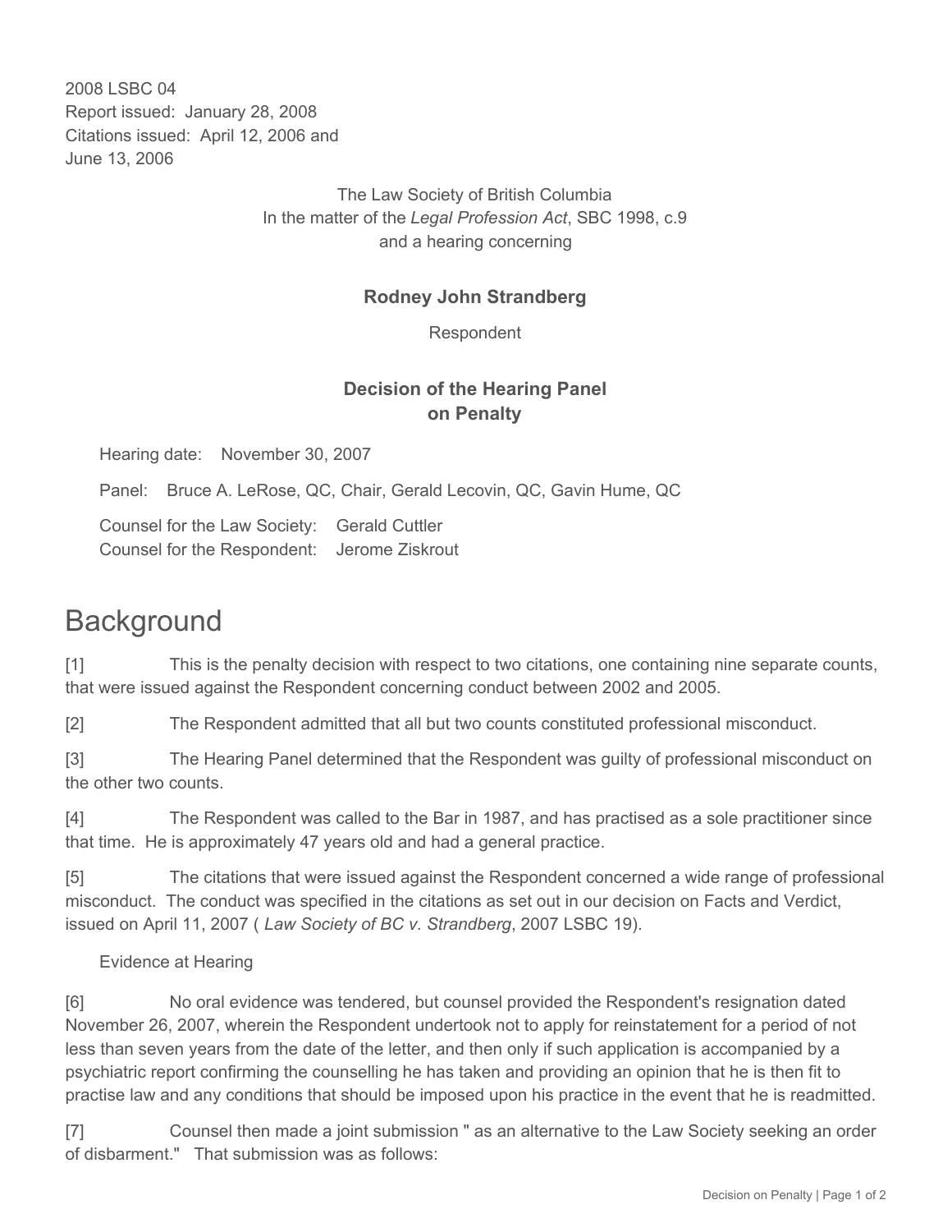2008 LSBC 04
Report issued: January 28, 2008
Citations issued: April 12, 2006 and
June 13, 2006

The Law Society of British Columbia
In the matter of the *Legal Profession Act*, SBC 1998, c.9
and a hearing concerning

**Rodney John Strandberg**

Respondent

**Decision of the Hearing Panel**
**on Penalty**

Hearing date: November 30, 2007

Panel: Bruce A. LeRose, QC, Chair, Gerald Lecovin, QC, Gavin Hume, QC

Counsel for the Law Society: Gerald Cuttler
Counsel for the Respondent: Jerome Ziskrout

# Background

[1] This is the penalty decision with respect to two citations, one containing nine separate counts, that were issued against the Respondent concerning conduct between 2002 and 2005.

[2] The Respondent admitted that all but two counts constituted professional misconduct.

[3] The Hearing Panel determined that the Respondent was guilty of professional misconduct on the other two counts.

[4] The Respondent was called to the Bar in 1987, and has practised as a sole practitioner since that time. He is approximately 47 years old and had a general practice.

[5] The citations that were issued against the Respondent concerned a wide range of professional misconduct. The conduct was specified in the citations as set out in our decision on Facts and Verdict, issued on April 11, 2007 ( *Law Society of BC v. Strandberg*, 2007 LSBC 19).

Evidence at Hearing

[6] No oral evidence was tendered, but counsel provided the Respondent's resignation dated November 26, 2007, wherein the Respondent undertook not to apply for reinstatement for a period of not less than seven years from the date of the letter, and then only if such application is accompanied by a psychiatric report confirming the counselling he has taken and providing an opinion that he is then fit to practise law and any conditions that should be imposed upon his practice in the event that he is readmitted.

[7] Counsel then made a joint submission " as an alternative to the Law Society seeking an order of disbarment." That submission was as follows: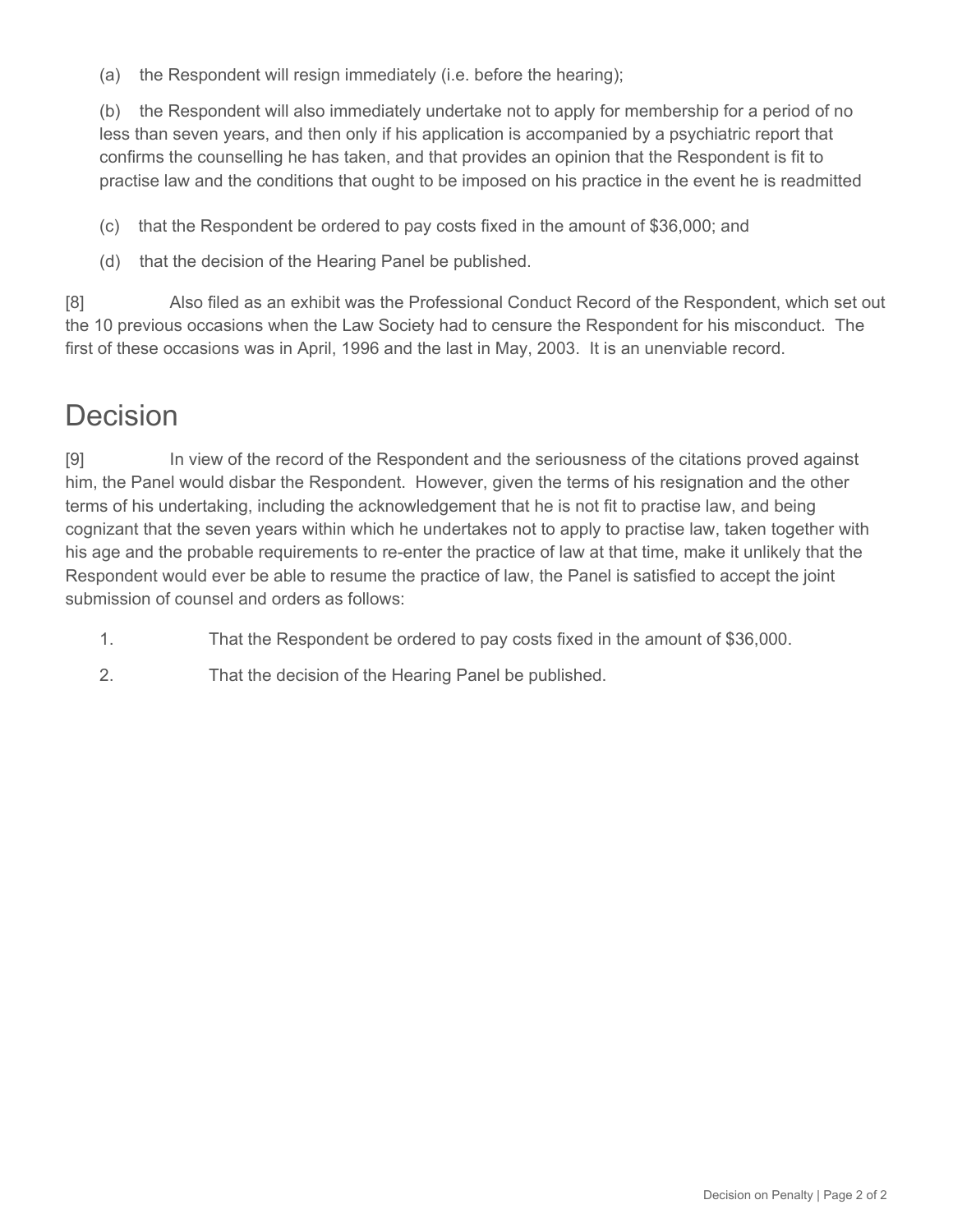(a) the Respondent will resign immediately (i.e. before the hearing);

(b) the Respondent will also immediately undertake not to apply for membership for a period of no less than seven years, and then only if his application is accompanied by a psychiatric report that confirms the counselling he has taken, and that provides an opinion that the Respondent is fit to practise law and the conditions that ought to be imposed on his practice in the event he is readmitted

(c) that the Respondent be ordered to pay costs fixed in the amount of $36,000; and

(d) that the decision of the Hearing Panel be published.

[8] Also filed as an exhibit was the Professional Conduct Record of the Respondent, which set out the 10 previous occasions when the Law Society had to censure the Respondent for his misconduct. The first of these occasions was in April, 1996 and the last in May, 2003. It is an unenviable record.

# Decision

[9] In view of the record of the Respondent and the seriousness of the citations proved against him, the Panel would disbar the Respondent. However, given the terms of his resignation and the other terms of his undertaking, including the acknowledgement that he is not fit to practise law, and being cognizant that the seven years within which he undertakes not to apply to practise law, taken together with his age and the probable requirements to re-enter the practice of law at that time, make it unlikely that the Respondent would ever be able to resume the practice of law, the Panel is satisfied to accept the joint submission of counsel and orders as follows:

1. That the Respondent be ordered to pay costs fixed in the amount of $36,000.
2. That the decision of the Hearing Panel be published.